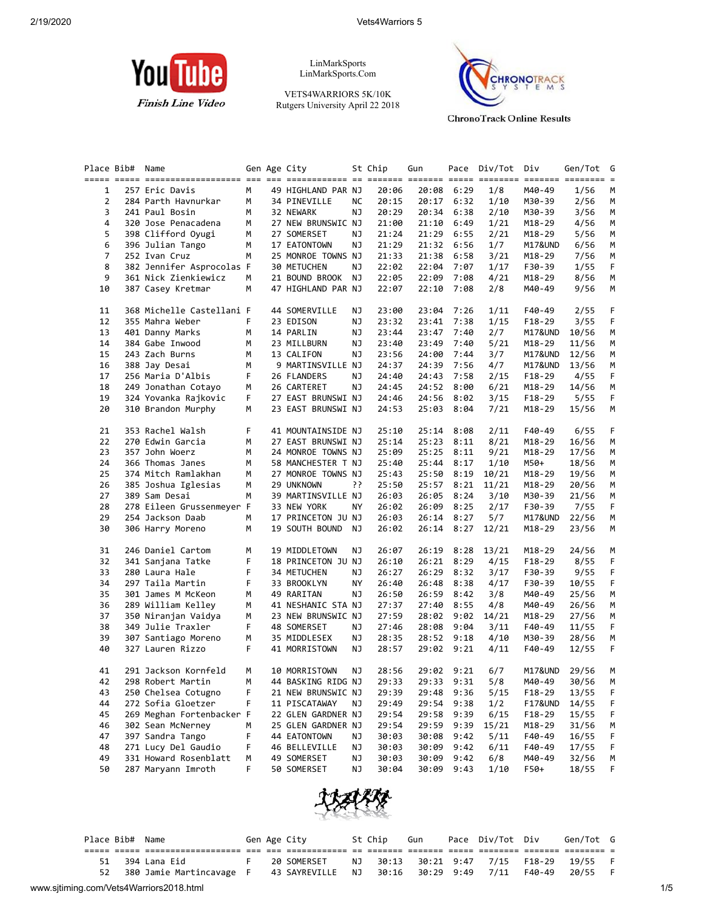LinMarkSports
LinMarkSports.Com

VETS4WARRIORS 5K/10K
Rutgers University April 22 2018

Finish Line Video

ChronoTrack Online Results

| Place | Bib# | Name | Gen | Age | City | St | Chip | Gun | Pace | Div/Tot | Div | Gen/Tot | G |
|---|---|---|---|---|---|---|---|---|---|---|---|---|---|
| 1 | 257 | Eric Davis | M | 49 | HIGHLAND PAR | NJ | 20:06 | 20:08 | 6:29 | 1/8 | M40-49 | 1/56 | M |
| 2 | 284 | Parth Havnurkar | M | 34 | PINEVILLE | NC | 20:15 | 20:17 | 6:32 | 1/10 | M30-39 | 2/56 | M |
| 3 | 241 | Paul Bosin | M | 32 | NEWARK | NJ | 20:29 | 20:34 | 6:38 | 2/10 | M30-39 | 3/56 | M |
| 4 | 320 | Jose Penacadena | M | 27 | NEW BRUNSWIC | NJ | 21:00 | 21:10 | 6:49 | 1/21 | M18-29 | 4/56 | M |
| 5 | 398 | Clifford Oyugi | M | 27 | SOMERSET | NJ | 21:24 | 21:29 | 6:55 | 2/21 | M18-29 | 5/56 | M |
| 6 | 396 | Julian Tango | M | 17 | EATONTOWN | NJ | 21:29 | 21:32 | 6:56 | 1/7 | M17&UND | 6/56 | M |
| 7 | 252 | Ivan Cruz | M | 25 | MONROE TOWNS | NJ | 21:33 | 21:38 | 6:58 | 3/21 | M18-29 | 7/56 | M |
| 8 | 382 | Jennifer Asprocolas | F | 30 | METUCHEN | NJ | 22:02 | 22:04 | 7:07 | 1/17 | F30-39 | 1/55 | F |
| 9 | 361 | Nick Zienkiewicz | M | 21 | BOUND BROOK | NJ | 22:05 | 22:09 | 7:08 | 4/21 | M18-29 | 8/56 | M |
| 10 | 387 | Casey Kretmar | M | 47 | HIGHLAND PAR | NJ | 22:07 | 22:10 | 7:08 | 2/8 | M40-49 | 9/56 | M |
| 11 | 368 | Michelle Castellani | F | 44 | SOMERVILLE | NJ | 23:00 | 23:04 | 7:26 | 1/11 | F40-49 | 2/55 | F |
| 12 | 355 | Mahra Weber | F | 23 | EDISON | NJ | 23:32 | 23:41 | 7:38 | 1/15 | F18-29 | 3/55 | F |
| 13 | 401 | Danny Marks | M | 14 | PARLIN | NJ | 23:44 | 23:47 | 7:40 | 2/7 | M17&UND | 10/56 | M |
| 14 | 384 | Gabe Inwood | M | 23 | MILLBURN | NJ | 23:40 | 23:49 | 7:40 | 5/21 | M18-29 | 11/56 | M |
| 15 | 243 | Zach Burns | M | 13 | CALIFON | NJ | 23:56 | 24:00 | 7:44 | 3/7 | M17&UND | 12/56 | M |
| 16 | 388 | Jay Desai | M | 9 | MARTINSVILLE | NJ | 24:37 | 24:39 | 7:56 | 4/7 | M17&UND | 13/56 | M |
| 17 | 256 | Maria D'Albis | F | 26 | FLANDERS | NJ | 24:40 | 24:43 | 7:58 | 2/15 | F18-29 | 4/55 | F |
| 18 | 249 | Jonathan Cotayo | M | 26 | CARTERET | NJ | 24:45 | 24:52 | 8:00 | 6/21 | M18-29 | 14/56 | M |
| 19 | 324 | Yovanka Rajkovic | F | 27 | EAST BRUNSWI | NJ | 24:46 | 24:56 | 8:02 | 3/15 | F18-29 | 5/55 | F |
| 20 | 310 | Brandon Murphy | M | 23 | EAST BRUNSWI | NJ | 24:53 | 25:03 | 8:04 | 7/21 | M18-29 | 15/56 | M |
| 21 | 353 | Rachel Walsh | F | 41 | MOUNTAINSIDE | NJ | 25:10 | 25:14 | 8:08 | 2/11 | F40-49 | 6/55 | F |
| 22 | 270 | Edwin Garcia | M | 27 | EAST BRUNSWI | NJ | 25:14 | 25:23 | 8:11 | 8/21 | M18-29 | 16/56 | M |
| 23 | 357 | John Woerz | M | 24 | MONROE TOWNS | NJ | 25:09 | 25:25 | 8:11 | 9/21 | M18-29 | 17/56 | M |
| 24 | 366 | Thomas Janes | M | 58 | MANCHESTER T | NJ | 25:40 | 25:44 | 8:17 | 1/10 | M50+ | 18/56 | M |
| 25 | 374 | Mitch Ramlakhan | M | 27 | MONROE TOWNS | NJ | 25:43 | 25:50 | 8:19 | 10/21 | M18-29 | 19/56 | M |
| 26 | 385 | Joshua Iglesias | M | 29 | UNKNOWN | ?? | 25:50 | 25:57 | 8:21 | 11/21 | M18-29 | 20/56 | M |
| 27 | 389 | Sam Desai | M | 39 | MARTINSVILLE | NJ | 26:03 | 26:05 | 8:24 | 3/10 | M30-39 | 21/56 | M |
| 28 | 278 | Eileen Grussenmeyer | F | 33 | NEW YORK | NY | 26:02 | 26:09 | 8:25 | 2/17 | F30-39 | 7/55 | F |
| 29 | 254 | Jackson Daab | M | 17 | PRINCETON JU | NJ | 26:03 | 26:14 | 8:27 | 5/7 | M17&UND | 22/56 | M |
| 30 | 306 | Harry Moreno | M | 19 | SOUTH BOUND | NJ | 26:02 | 26:14 | 8:27 | 12/21 | M18-29 | 23/56 | M |
| 31 | 246 | Daniel Cartom | M | 19 | MIDDLETOWN | NJ | 26:07 | 26:19 | 8:28 | 13/21 | M18-29 | 24/56 | M |
| 32 | 341 | Sanjana Tatke | F | 18 | PRINCETON JU | NJ | 26:10 | 26:21 | 8:29 | 4/15 | F18-29 | 8/55 | F |
| 33 | 280 | Laura Hale | F | 34 | METUCHEN | NJ | 26:27 | 26:29 | 8:32 | 3/17 | F30-39 | 9/55 | F |
| 34 | 297 | Taila Martin | F | 33 | BROOKLYN | NY | 26:40 | 26:48 | 8:38 | 4/17 | F30-39 | 10/55 | F |
| 35 | 301 | James M McKeon | M | 49 | RARITAN | NJ | 26:50 | 26:59 | 8:42 | 3/8 | M40-49 | 25/56 | M |
| 36 | 289 | William Kelley | M | 41 | NESHANIC STA | NJ | 27:37 | 27:40 | 8:55 | 4/8 | M40-49 | 26/56 | M |
| 37 | 350 | Niranjan Vaidya | M | 23 | NEW BRUNSWIC | NJ | 27:59 | 28:02 | 9:02 | 14/21 | M18-29 | 27/56 | M |
| 38 | 349 | Julie Traxler | F | 48 | SOMERSET | NJ | 27:46 | 28:08 | 9:04 | 3/11 | F40-49 | 11/55 | F |
| 39 | 307 | Santiago Moreno | M | 35 | MIDDLESEX | NJ | 28:35 | 28:52 | 9:18 | 4/10 | M30-39 | 28/56 | M |
| 40 | 327 | Lauren Rizzo | F | 41 | MORRISTOWN | NJ | 28:57 | 29:02 | 9:21 | 4/11 | F40-49 | 12/55 | F |
| 41 | 291 | Jackson Kornfeld | M | 10 | MORRISTOWN | NJ | 28:56 | 29:02 | 9:21 | 6/7 | M17&UND | 29/56 | M |
| 42 | 298 | Robert Martin | M | 44 | BASKING RIDG | NJ | 29:33 | 29:33 | 9:31 | 5/8 | M40-49 | 30/56 | M |
| 43 | 250 | Chelsea Cotugno | F | 21 | NEW BRUNSWIC | NJ | 29:39 | 29:48 | 9:36 | 5/15 | F18-29 | 13/55 | F |
| 44 | 272 | Sofia Gloetzer | F | 11 | PISCATAWAY | NJ | 29:49 | 29:54 | 9:38 | 1/2 | F17&UND | 14/55 | F |
| 45 | 269 | Meghan Fortenbacker | F | 22 | GLEN GARDNER | NJ | 29:54 | 29:58 | 9:39 | 6/15 | F18-29 | 15/55 | F |
| 46 | 302 | Sean McNerney | M | 25 | GLEN GARDNER | NJ | 29:54 | 29:59 | 9:39 | 15/21 | M18-29 | 31/56 | M |
| 47 | 397 | Sandra Tango | F | 44 | EATONTOWN | NJ | 30:03 | 30:08 | 9:42 | 5/11 | F40-49 | 16/55 | F |
| 48 | 271 | Lucy Del Gaudio | F | 46 | BELLEVILLE | NJ | 30:03 | 30:09 | 9:42 | 6/11 | F40-49 | 17/55 | F |
| 49 | 331 | Howard Rosenblatt | M | 49 | SOMERSET | NJ | 30:03 | 30:09 | 9:42 | 6/8 | M40-49 | 32/56 | M |
| 50 | 287 | Maryann Imroth | F | 50 | SOMERSET | NJ | 30:04 | 30:09 | 9:43 | 1/10 | F50+ | 18/55 | F |
| 51 | 394 | Lana Eid | F | 20 | SOMERSET | NJ | 30:13 | 30:21 | 9:47 | 7/15 | F18-29 | 19/55 | F |
| 52 | 380 | Jamie Martincavage | F | 43 | SAYREVILLE | NJ | 30:16 | 30:29 | 9:49 | 7/11 | F40-49 | 20/55 | F |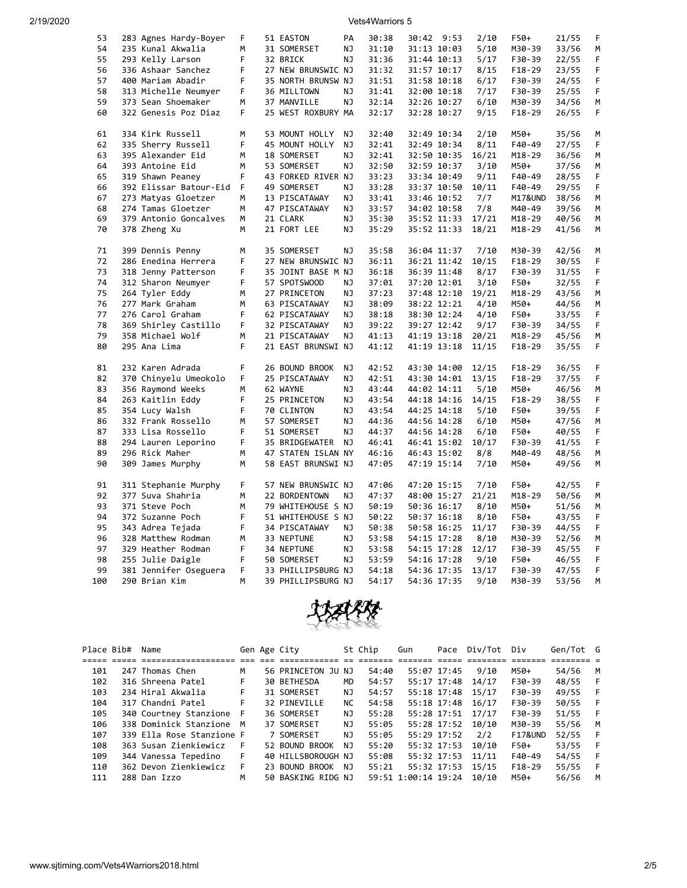| Place | Bib# | Name | Gen | Age | City | St | Chip | Gun | Pace | Div/Tot | Div | Gen/Tot | G |
|---|---|---|---|---|---|---|---|---|---|---|---|---|---|
| 53 | 283 | Agnes Hardy-Boyer | F | 51 | EASTON | PA | 30:38 | 30:42 | 9:53 | 2/10 | F50+ | 21/55 | F |
| 54 | 235 | Kunal Akwalia | M | 31 | SOMERSET | NJ | 31:10 | 31:13 | 10:03 | 5/10 | M30-39 | 33/56 | M |
| 55 | 293 | Kelly Larson | F | 32 | BRICK | NJ | 31:36 | 31:44 | 10:13 | 5/17 | F30-39 | 22/55 | F |
| 56 | 336 | Ashaar Sanchez | F | 27 | NEW BRUNSWIC | NJ | 31:32 | 31:57 | 10:17 | 8/15 | F18-29 | 23/55 | F |
| 57 | 400 | Mariam Abadir | F | 35 | NORTH BRUNSW | NJ | 31:51 | 31:58 | 10:18 | 6/17 | F30-39 | 24/55 | F |
| 58 | 313 | Michelle Neumyer | F | 36 | MILLTOWN | NJ | 31:41 | 32:00 | 10:18 | 7/17 | F30-39 | 25/55 | F |
| 59 | 373 | Sean Shoemaker | M | 37 | MANVILLE | NJ | 32:14 | 32:26 | 10:27 | 6/10 | M30-39 | 34/56 | M |
| 60 | 322 | Genesis Poz Diaz | F | 25 | WEST ROXBURY | MA | 32:17 | 32:28 | 10:27 | 9/15 | F18-29 | 26/55 | F |
| 61 | 334 | Kirk Russell | M | 53 | MOUNT HOLLY | NJ | 32:40 | 32:49 | 10:34 | 2/10 | M50+ | 35/56 | M |
| 62 | 335 | Sherry Russell | F | 45 | MOUNT HOLLY | NJ | 32:41 | 32:49 | 10:34 | 8/11 | F40-49 | 27/55 | F |
| 63 | 395 | Alexander Eid | M | 18 | SOMERSET | NJ | 32:41 | 32:50 | 10:35 | 16/21 | M18-29 | 36/56 | M |
| 64 | 393 | Antoine Eid | M | 53 | SOMERSET | NJ | 32:50 | 32:59 | 10:37 | 3/10 | M50+ | 37/56 | M |
| 65 | 319 | Shawn Peaney | F | 43 | FORKED RIVER | NJ | 33:23 | 33:34 | 10:49 | 9/11 | F40-49 | 28/55 | F |
| 66 | 392 | Elissar Batour-Eid | F | 49 | SOMERSET | NJ | 33:28 | 33:37 | 10:50 | 10/11 | F40-49 | 29/55 | F |
| 67 | 273 | Matyas Gloetzer | M | 13 | PISCATAWAY | NJ | 33:41 | 33:46 | 10:52 | 7/7 | M17&UND | 38/56 | M |
| 68 | 274 | Tamas Gloetzer | M | 47 | PISCATAWAY | NJ | 33:57 | 34:02 | 10:58 | 7/8 | M40-49 | 39/56 | M |
| 69 | 379 | Antonio Goncalves | M | 21 | CLARK | NJ | 35:30 | 35:52 | 11:33 | 17/21 | M18-29 | 40/56 | M |
| 70 | 378 | Zheng Xu | M | 21 | FORT LEE | NJ | 35:29 | 35:52 | 11:33 | 18/21 | M18-29 | 41/56 | M |
| 71 | 399 | Dennis Penny | M | 35 | SOMERSET | NJ | 35:58 | 36:04 | 11:37 | 7/10 | M30-39 | 42/56 | M |
| 72 | 286 | Enedina Herrera | F | 27 | NEW BRUNSWIC | NJ | 36:11 | 36:21 | 11:42 | 10/15 | F18-29 | 30/55 | F |
| 73 | 318 | Jenny Patterson | F | 35 | JOINT BASE M | NJ | 36:18 | 36:39 | 11:48 | 8/17 | F30-39 | 31/55 | F |
| 74 | 312 | Sharon Neumyer | F | 57 | SPOTSWOOD | NJ | 37:01 | 37:20 | 12:01 | 3/10 | F50+ | 32/55 | F |
| 75 | 264 | Tyler Eddy | M | 27 | PRINCETON | NJ | 37:23 | 37:48 | 12:10 | 19/21 | M18-29 | 43/56 | M |
| 76 | 277 | Mark Graham | M | 63 | PISCATAWAY | NJ | 38:09 | 38:22 | 12:21 | 4/10 | M50+ | 44/56 | M |
| 77 | 276 | Carol Graham | F | 62 | PISCATAWAY | NJ | 38:18 | 38:30 | 12:24 | 4/10 | F50+ | 33/55 | F |
| 78 | 369 | Shirley Castillo | F | 32 | PISCATAWAY | NJ | 39:22 | 39:27 | 12:42 | 9/17 | F30-39 | 34/55 | F |
| 79 | 358 | Michael Wolf | M | 21 | PISCATAWAY | NJ | 41:13 | 41:19 | 13:18 | 20/21 | M18-29 | 45/56 | M |
| 80 | 295 | Ana Lima | F | 21 | EAST BRUNSWI | NJ | 41:12 | 41:19 | 13:18 | 11/15 | F18-29 | 35/55 | F |
| 81 | 232 | Karen Adrada | F | 26 | BOUND BROOK | NJ | 42:52 | 43:30 | 14:00 | 12/15 | F18-29 | 36/55 | F |
| 82 | 370 | Chinyelu Umeokolo | F | 25 | PISCATAWAY | NJ | 42:51 | 43:30 | 14:01 | 13/15 | F18-29 | 37/55 | F |
| 83 | 356 | Raymond Weeks | M | 62 | WAYNE | NJ | 43:44 | 44:02 | 14:11 | 5/10 | M50+ | 46/56 | M |
| 84 | 263 | Kaitlin Eddy | F | 25 | PRINCETON | NJ | 43:54 | 44:18 | 14:16 | 14/15 | F18-29 | 38/55 | F |
| 85 | 354 | Lucy Walsh | F | 70 | CLINTON | NJ | 43:54 | 44:25 | 14:18 | 5/10 | F50+ | 39/55 | F |
| 86 | 332 | Frank Rossello | M | 57 | SOMERSET | NJ | 44:36 | 44:56 | 14:28 | 6/10 | M50+ | 47/56 | M |
| 87 | 333 | Lisa Rossello | F | 51 | SOMERSET | NJ | 44:37 | 44:56 | 14:28 | 6/10 | F50+ | 40/55 | F |
| 88 | 294 | Lauren Leporino | F | 35 | BRIDGEWATER | NJ | 46:41 | 46:41 | 15:02 | 10/17 | F30-39 | 41/55 | F |
| 89 | 296 | Rick Maher | M | 47 | STATEN ISLAN | NY | 46:16 | 46:43 | 15:02 | 8/8 | M40-49 | 48/56 | M |
| 90 | 309 | James Murphy | M | 58 | EAST BRUNSWI | NJ | 47:05 | 47:19 | 15:14 | 7/10 | M50+ | 49/56 | M |
| 91 | 311 | Stephanie Murphy | F | 57 | NEW BRUNSWIC | NJ | 47:06 | 47:20 | 15:15 | 7/10 | F50+ | 42/55 | F |
| 92 | 377 | Suva Shahria | M | 22 | BORDENTOWN | NJ | 47:37 | 48:00 | 15:27 | 21/21 | M18-29 | 50/56 | M |
| 93 | 371 | Steve Poch | M | 79 | WHITEHOUSE S | NJ | 50:19 | 50:36 | 16:17 | 8/10 | M50+ | 51/56 | M |
| 94 | 372 | Suzanne Poch | F | 51 | WHITEHOUSE S | NJ | 50:22 | 50:37 | 16:18 | 8/10 | F50+ | 43/55 | F |
| 95 | 343 | Adrea Tejada | F | 34 | PISCATAWAY | NJ | 50:38 | 50:58 | 16:25 | 11/17 | F30-39 | 44/55 | F |
| 96 | 328 | Matthew Rodman | M | 33 | NEPTUNE | NJ | 53:58 | 54:15 | 17:28 | 8/10 | M30-39 | 52/56 | M |
| 97 | 329 | Heather Rodman | F | 34 | NEPTUNE | NJ | 53:58 | 54:15 | 17:28 | 12/17 | F30-39 | 45/55 | F |
| 98 | 255 | Julie Daigle | F | 50 | SOMERSET | NJ | 53:59 | 54:16 | 17:28 | 9/10 | F50+ | 46/55 | F |
| 99 | 381 | Jennifer Oseguera | F | 33 | PHILLIPSBURG | NJ | 54:18 | 54:36 | 17:35 | 13/17 | F30-39 | 47/55 | F |
| 100 | 290 | Brian Kim | M | 39 | PHILLIPSBURG | NJ | 54:17 | 54:36 | 17:35 | 9/10 | M30-39 | 53/56 | M |

| Place | Bib# | Name | Gen | Age | City | St | Chip | Gun | Pace | Div/Tot | Div | Gen/Tot | G |
|---|---|---|---|---|---|---|---|---|---|---|---|---|---|
| 101 | 247 | Thomas Chen | M | 56 | PRINCETON JU | NJ | 54:40 | 55:07 | 17:45 | 9/10 | M50+ | 54/56 | M |
| 102 | 316 | Shreena Patel | F | 30 | BETHESDA | MD | 54:57 | 55:17 | 17:48 | 14/17 | F30-39 | 48/55 | F |
| 103 | 234 | Hiral Akwalia | F | 31 | SOMERSET | NJ | 54:57 | 55:18 | 17:48 | 15/17 | F30-39 | 49/55 | F |
| 104 | 317 | Chandni Patel | F | 32 | PINEVILLE | NC | 54:58 | 55:18 | 17:48 | 16/17 | F30-39 | 50/55 | F |
| 105 | 340 | Courtney Stanzione | F | 36 | SOMERSET | NJ | 55:28 | 55:28 | 17:51 | 17/17 | F30-39 | 51/55 | F |
| 106 | 338 | Dominick Stanzione | M | 37 | SOMERSET | NJ | 55:05 | 55:28 | 17:52 | 10/10 | M30-39 | 55/56 | M |
| 107 | 339 | Ella Rose Stanzione | F | 7 | SOMERSET | NJ | 55:05 | 55:29 | 17:52 | 2/2 | F17&UND | 52/55 | F |
| 108 | 363 | Susan Zienkiewicz | F | 52 | BOUND BROOK | NJ | 55:20 | 55:32 | 17:53 | 10/10 | F50+ | 53/55 | F |
| 109 | 344 | Vanessa Tepedino | F | 40 | HILLSBOROUGH | NJ | 55:08 | 55:32 | 17:53 | 11/11 | F40-49 | 54/55 | F |
| 110 | 362 | Devon Zienkiewicz | F | 23 | BOUND BROOK | NJ | 55:21 | 55:32 | 17:53 | 15/15 | F18-29 | 55/55 | F |
| 111 | 288 | Dan Izzo | M | 50 | BASKING RIDG | NJ | 59:51 | 1:00:14 | 19:24 | 10/10 | M50+ | 56/56 | M |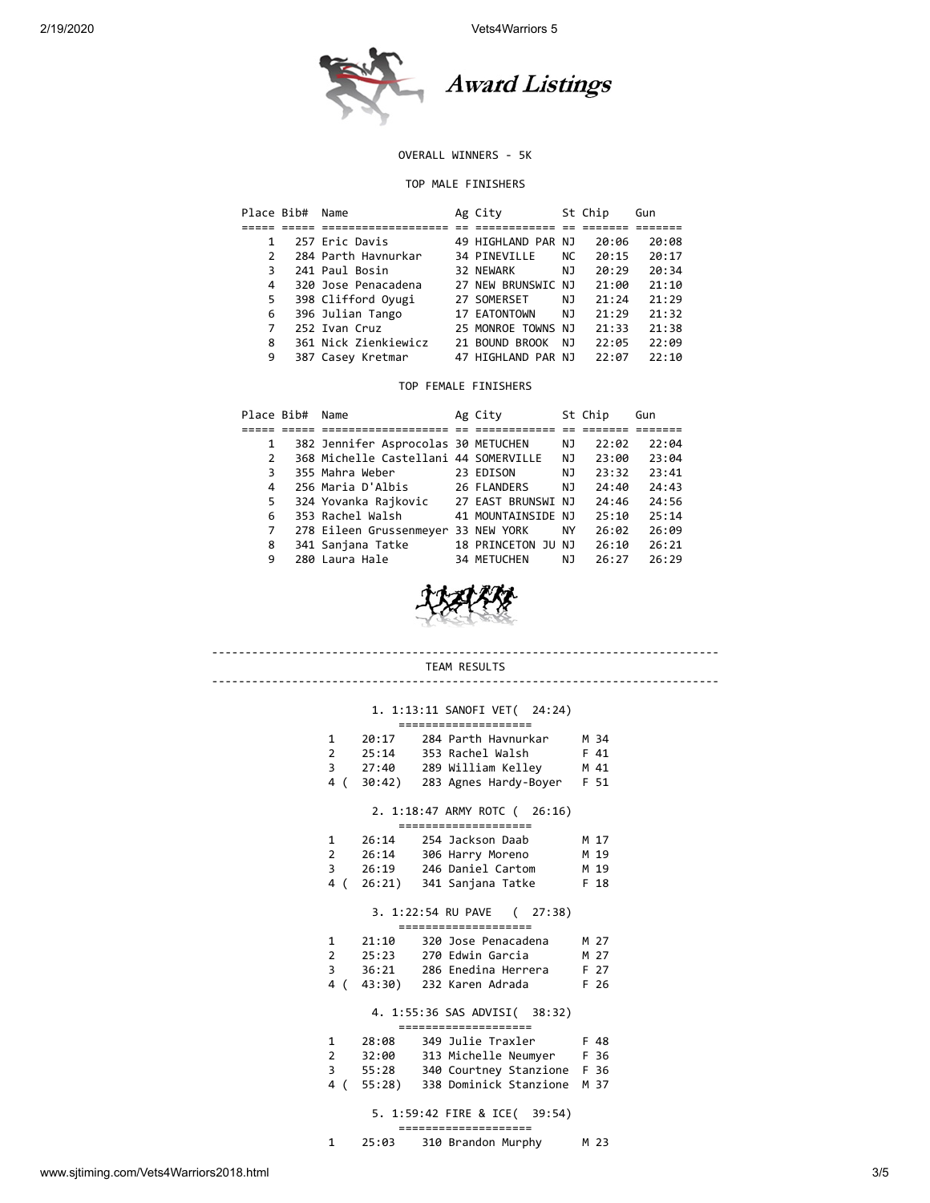# Award Listings

## OVERALL WINNERS - 5K

### TOP MALE FINISHERS

| Place | Bib# | Name | Ag | City | St | Chip | Gun |
|---|---|---|---|---|---|---|---|
| 1 | 257 | Eric Davis | 49 | HIGHLAND PAR | NJ | 20:06 | 20:08 |
| 2 | 284 | Parth Havnurkar | 34 | PINEVILLE | NC | 20:15 | 20:17 |
| 3 | 241 | Paul Bosin | 32 | NEWARK | NJ | 20:29 | 20:34 |
| 4 | 320 | Jose Penacadena | 27 | NEW BRUNSWIC | NJ | 21:00 | 21:10 |
| 5 | 398 | Clifford Oyugi | 27 | SOMERSET | NJ | 21:24 | 21:29 |
| 6 | 396 | Julian Tango | 17 | EATONTOWN | NJ | 21:29 | 21:32 |
| 7 | 252 | Ivan Cruz | 25 | MONROE TOWNS | NJ | 21:33 | 21:38 |
| 8 | 361 | Nick Zienkiewicz | 21 | BOUND BROOK | NJ | 22:05 | 22:09 |
| 9 | 387 | Casey Kretmar | 47 | HIGHLAND PAR | NJ | 22:07 | 22:10 |

### TOP FEMALE FINISHERS

| Place | Bib# | Name | Ag | City | St | Chip | Gun |
|---|---|---|---|---|---|---|---|
| 1 | 382 | Jennifer Asprocolas | 30 | METUCHEN | NJ | 22:02 | 22:04 |
| 2 | 368 | Michelle Castellani | 44 | SOMERVILLE | NJ | 23:00 | 23:04 |
| 3 | 355 | Mahra Weber | 23 | EDISON | NJ | 23:32 | 23:41 |
| 4 | 256 | Maria D'Albis | 26 | FLANDERS | NJ | 24:40 | 24:43 |
| 5 | 324 | Yovanka Rajkovic | 27 | EAST BRUNSWI | NJ | 24:46 | 24:56 |
| 6 | 353 | Rachel Walsh | 41 | MOUNTAINSIDE | NJ | 25:10 | 25:14 |
| 7 | 278 | Eileen Grussenmeyer | 33 | NEW YORK | NY | 26:02 | 26:09 |
| 8 | 341 | Sanjana Tatke | 18 | PRINCETON JU | NJ | 26:10 | 26:21 |
| 9 | 280 | Laura Hale | 34 | METUCHEN | NJ | 26:27 | 26:29 |

---

## TEAM RESULTS

---

### 1. 1:13:11 SANOFI VET( 24:24)

| | Time | Bib | Name | Sex/Age |
|---|---|---|---|---|
| 1 | 20:17 | 284 | Parth Havnurkar | M 34 |
| 2 | 25:14 | 353 | Rachel Walsh | F 41 |
| 3 | 27:40 | 289 | William Kelley | M 41 |
| 4 | ( 30:42) | 283 | Agnes Hardy-Boyer | F 51 |

### 2. 1:18:47 ARMY ROTC ( 26:16)

| | Time | Bib | Name | Sex/Age |
|---|---|---|---|---|
| 1 | 26:14 | 254 | Jackson Daab | M 17 |
| 2 | 26:14 | 306 | Harry Moreno | M 19 |
| 3 | 26:19 | 246 | Daniel Cartom | M 19 |
| 4 | ( 26:21) | 341 | Sanjana Tatke | F 18 |

### 3. 1:22:54 RU PAVE ( 27:38)

| | Time | Bib | Name | Sex/Age |
|---|---|---|---|---|
| 1 | 21:10 | 320 | Jose Penacadena | M 27 |
| 2 | 25:23 | 270 | Edwin Garcia | M 27 |
| 3 | 36:21 | 286 | Enedina Herrera | F 27 |
| 4 | ( 43:30) | 232 | Karen Adrada | F 26 |

### 4. 1:55:36 SAS ADVISI( 38:32)

| | Time | Bib | Name | Sex/Age |
|---|---|---|---|---|
| 1 | 28:08 | 349 | Julie Traxler | F 48 |
| 2 | 32:00 | 313 | Michelle Neumyer | F 36 |
| 3 | 55:28 | 340 | Courtney Stanzione | F 36 |
| 4 | ( 55:28) | 338 | Dominick Stanzione | M 37 |

### 5. 1:59:42 FIRE & ICE( 39:54)

| | Time | Bib | Name | Sex/Age |
|---|---|---|---|---|
| 1 | 25:03 | 310 | Brandon Murphy | M 23 |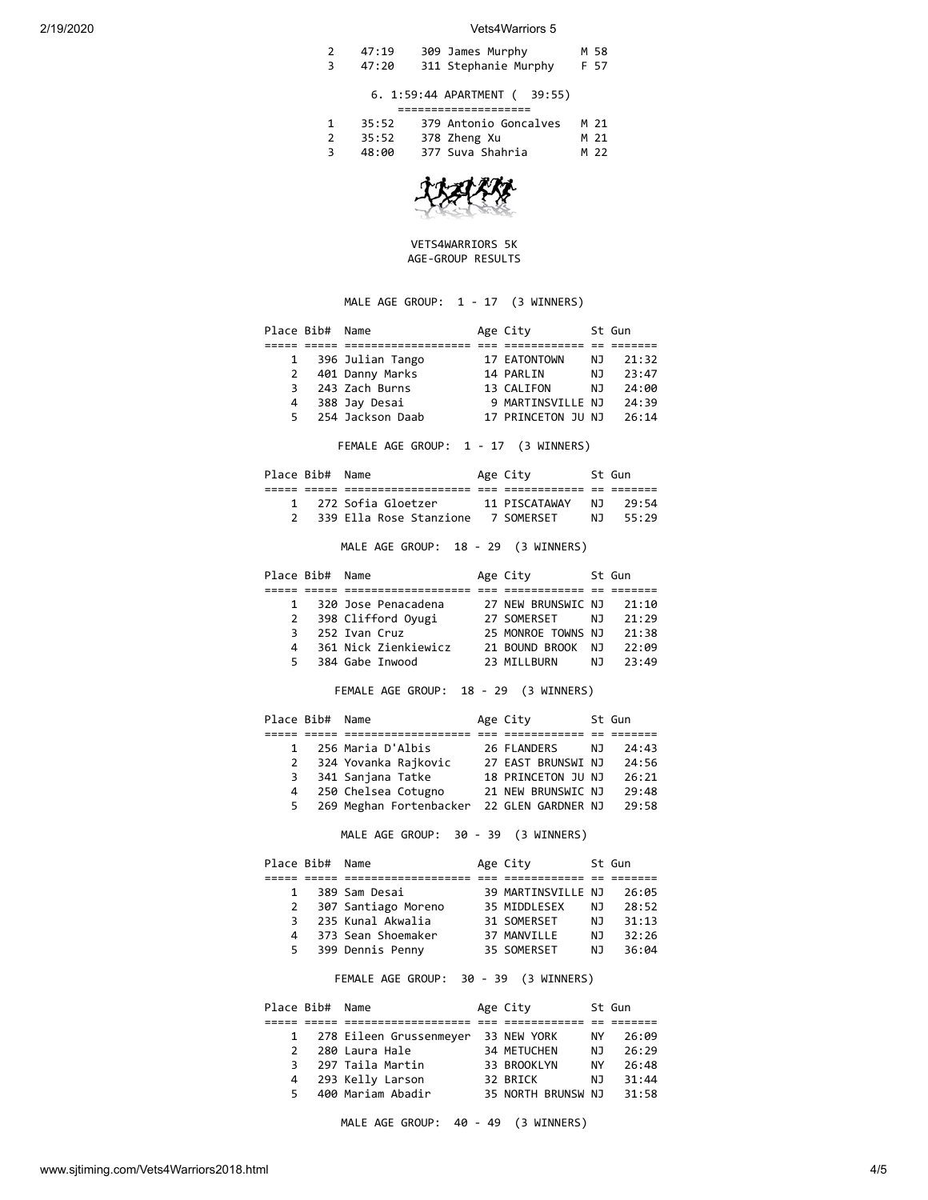| | | | |
|---|---|---|---|
| 2 | 47:19 | 309 James Murphy | M 58 |
| 3 | 47:20 | 311 Stephanie Murphy | F 57 |

6. 1:59:44 APARTMENT ( 39:55)

| | | | |
|---|---|---|---|
| 1 | 35:52 | 379 Antonio Goncalves | M 21 |
| 2 | 35:52 | 378 Zheng Xu | M 21 |
| 3 | 48:00 | 377 Suva Shahria | M 22 |

VETS4WARRIORS 5K
AGE-GROUP RESULTS

MALE AGE GROUP: 1 - 17 (3 WINNERS)

| Place | Bib# | Name | Age | City | St | Gun |
|---|---|---|---|---|---|---|
| 1 | 396 | Julian Tango | 17 | EATONTOWN | NJ | 21:32 |
| 2 | 401 | Danny Marks | 14 | PARLIN | NJ | 23:47 |
| 3 | 243 | Zach Burns | 13 | CALIFON | NJ | 24:00 |
| 4 | 388 | Jay Desai | 9 | MARTINSVILLE | NJ | 24:39 |
| 5 | 254 | Jackson Daab | 17 | PRINCETON JU | NJ | 26:14 |

FEMALE AGE GROUP: 1 - 17 (3 WINNERS)

| Place | Bib# | Name | Age | City | St | Gun |
|---|---|---|---|---|---|---|
| 1 | 272 | Sofia Gloetzer | 11 | PISCATAWAY | NJ | 29:54 |
| 2 | 339 | Ella Rose Stanzione | 7 | SOMERSET | NJ | 55:29 |

MALE AGE GROUP: 18 - 29 (3 WINNERS)

| Place | Bib# | Name | Age | City | St | Gun |
|---|---|---|---|---|---|---|
| 1 | 320 | Jose Penacadena | 27 | NEW BRUNSWIC | NJ | 21:10 |
| 2 | 398 | Clifford Oyugi | 27 | SOMERSET | NJ | 21:29 |
| 3 | 252 | Ivan Cruz | 25 | MONROE TOWNS | NJ | 21:38 |
| 4 | 361 | Nick Zienkiewicz | 21 | BOUND BROOK | NJ | 22:09 |
| 5 | 384 | Gabe Inwood | 23 | MILLBURN | NJ | 23:49 |

FEMALE AGE GROUP: 18 - 29 (3 WINNERS)

| Place | Bib# | Name | Age | City | St | Gun |
|---|---|---|---|---|---|---|
| 1 | 256 | Maria D'Albis | 26 | FLANDERS | NJ | 24:43 |
| 2 | 324 | Yovanka Rajkovic | 27 | EAST BRUNSWI | NJ | 24:56 |
| 3 | 341 | Sanjana Tatke | 18 | PRINCETON JU | NJ | 26:21 |
| 4 | 250 | Chelsea Cotugno | 21 | NEW BRUNSWIC | NJ | 29:48 |
| 5 | 269 | Meghan Fortenbacker | 22 | GLEN GARDNER | NJ | 29:58 |

MALE AGE GROUP: 30 - 39 (3 WINNERS)

| Place | Bib# | Name | Age | City | St | Gun |
|---|---|---|---|---|---|---|
| 1 | 389 | Sam Desai | 39 | MARTINSVILLE | NJ | 26:05 |
| 2 | 307 | Santiago Moreno | 35 | MIDDLESEX | NJ | 28:52 |
| 3 | 235 | Kunal Akwalia | 31 | SOMERSET | NJ | 31:13 |
| 4 | 373 | Sean Shoemaker | 37 | MANVILLE | NJ | 32:26 |
| 5 | 399 | Dennis Penny | 35 | SOMERSET | NJ | 36:04 |

FEMALE AGE GROUP: 30 - 39 (3 WINNERS)

| Place | Bib# | Name | Age | City | St | Gun |
|---|---|---|---|---|---|---|
| 1 | 278 | Eileen Grussenmeyer | 33 | NEW YORK | NY | 26:09 |
| 2 | 280 | Laura Hale | 34 | METUCHEN | NJ | 26:29 |
| 3 | 297 | Taila Martin | 33 | BROOKLYN | NY | 26:48 |
| 4 | 293 | Kelly Larson | 32 | BRICK | NJ | 31:44 |
| 5 | 400 | Mariam Abadir | 35 | NORTH BRUNSW | NJ | 31:58 |

MALE AGE GROUP: 40 - 49 (3 WINNERS)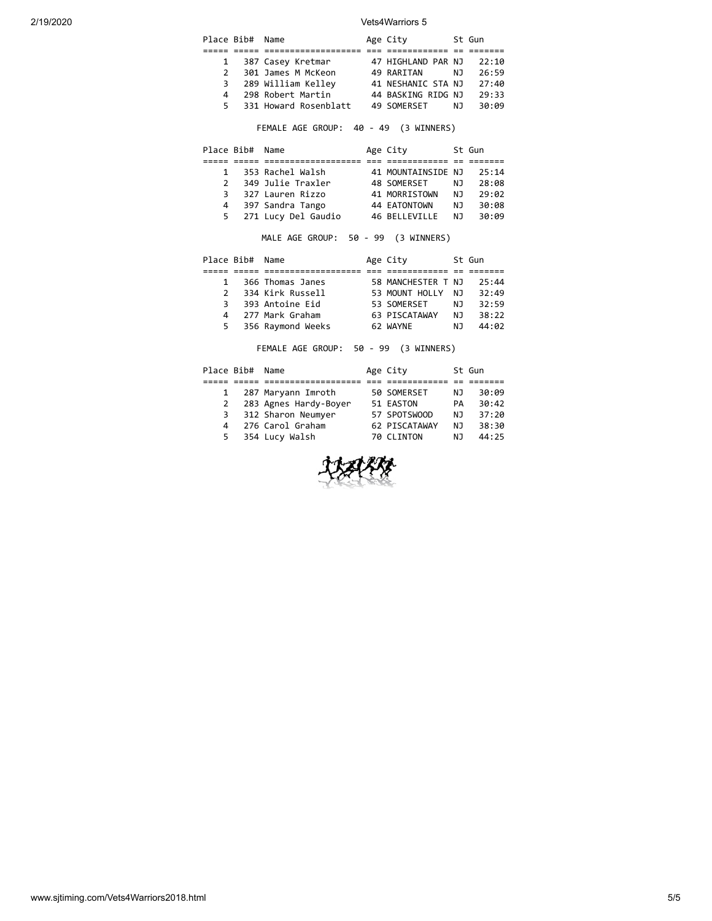| Place | Bib# | Name | Age | City | St | Gun |
|---|---|---|---|---|---|---|
| 1 | 387 | Casey Kretmar | 47 | HIGHLAND PAR | NJ | 22:10 |
| 2 | 301 | James M McKeon | 49 | RARITAN | NJ | 26:59 |
| 3 | 289 | William Kelley | 41 | NESHANIC STA | NJ | 27:40 |
| 4 | 298 | Robert Martin | 44 | BASKING RIDG | NJ | 29:33 |
| 5 | 331 | Howard Rosenblatt | 49 | SOMERSET | NJ | 30:09 |

FEMALE AGE GROUP: 40 - 49 (3 WINNERS)

| Place | Bib# | Name | Age | City | St | Gun |
|---|---|---|---|---|---|---|
| 1 | 353 | Rachel Walsh | 41 | MOUNTAINSIDE | NJ | 25:14 |
| 2 | 349 | Julie Traxler | 48 | SOMERSET | NJ | 28:08 |
| 3 | 327 | Lauren Rizzo | 41 | MORRISTOWN | NJ | 29:02 |
| 4 | 397 | Sandra Tango | 44 | EATONTOWN | NJ | 30:08 |
| 5 | 271 | Lucy Del Gaudio | 46 | BELLEVILLE | NJ | 30:09 |

MALE AGE GROUP: 50 - 99 (3 WINNERS)

| Place | Bib# | Name | Age | City | St | Gun |
|---|---|---|---|---|---|---|
| 1 | 366 | Thomas Janes | 58 | MANCHESTER T | NJ | 25:44 |
| 2 | 334 | Kirk Russell | 53 | MOUNT HOLLY | NJ | 32:49 |
| 3 | 393 | Antoine Eid | 53 | SOMERSET | NJ | 32:59 |
| 4 | 277 | Mark Graham | 63 | PISCATAWAY | NJ | 38:22 |
| 5 | 356 | Raymond Weeks | 62 | WAYNE | NJ | 44:02 |

FEMALE AGE GROUP: 50 - 99 (3 WINNERS)

| Place | Bib# | Name | Age | City | St | Gun |
|---|---|---|---|---|---|---|
| 1 | 287 | Maryann Imroth | 50 | SOMERSET | NJ | 30:09 |
| 2 | 283 | Agnes Hardy-Boyer | 51 | EASTON | PA | 30:42 |
| 3 | 312 | Sharon Neumyer | 57 | SPOTSWOOD | NJ | 37:20 |
| 4 | 276 | Carol Graham | 62 | PISCATAWAY | NJ | 38:30 |
| 5 | 354 | Lucy Walsh | 70 | CLINTON | NJ | 44:25 |